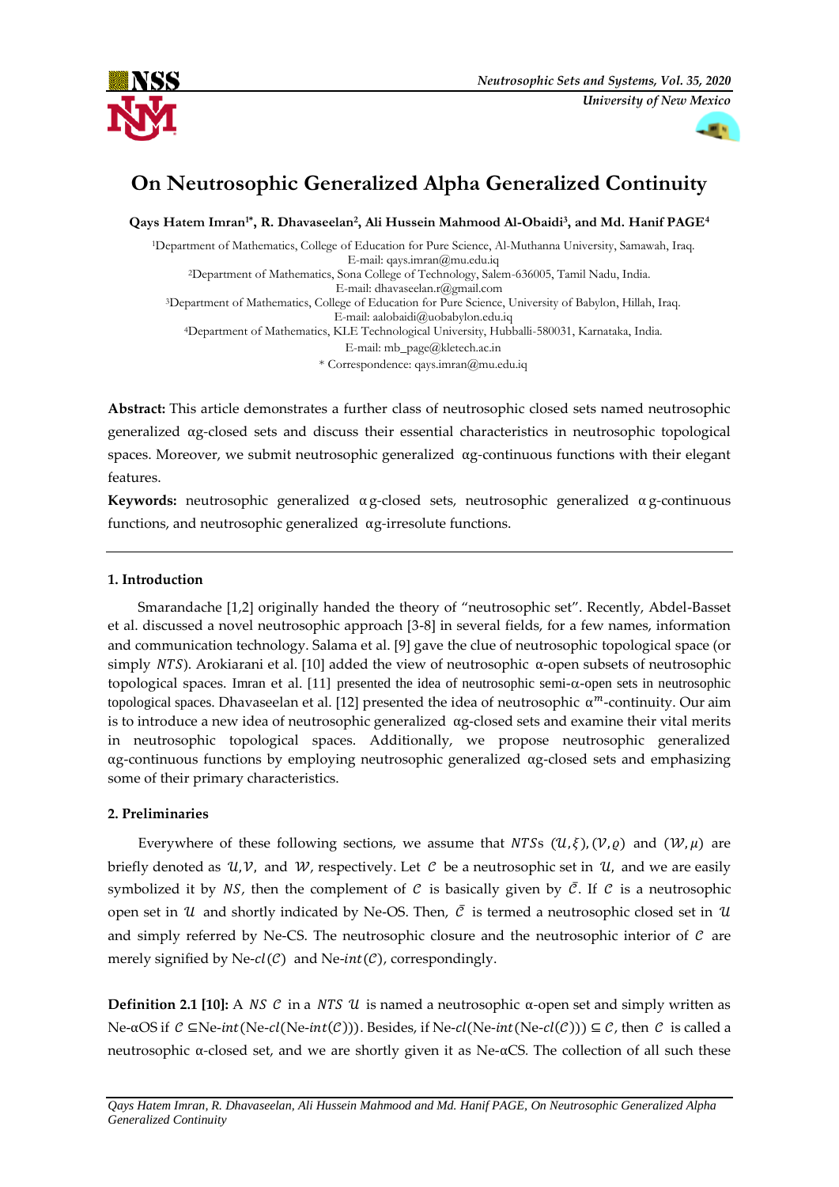# On Neutrosophic Generalized Alpha Generalized Continuity

**Qays Hatem Imran[1*], R. Dhavaseelan[2], Ali Hussein Mahmood Al-Obaidi[3], and Md. Hanif PAGE[4]**

[1]Department of Mathematics, College of Education for Pure Science, Al-Muthanna University, Samawah, Iraq.
E-mail: qays.imran@mu.edu.iq
[2]Department of Mathematics, Sona College of Technology, Salem-636005, Tamil Nadu, India.
E-mail: dhavaseelan.r@gmail.com
[3]Department of Mathematics, College of Education for Pure Science, University of Babylon, Hillah, Iraq.
E-mail: aalobaidi@uobabylon.edu.iq
[4]Department of Mathematics, KLE Technological University, Hubballi-580031, Karnataka, India.
E-mail: mb_page@kletech.ac.in
* Correspondence: qays.imran@mu.edu.iq

**Abstract:** This article demonstrates a further class of neutrosophic closed sets named neutrosophic generalized αg-closed sets and discuss their essential characteristics in neutrosophic topological spaces. Moreover, we submit neutrosophic generalized αg-continuous functions with their elegant features.

**Keywords:** neutrosophic generalized αg-closed sets, neutrosophic generalized αg-continuous functions, and neutrosophic generalized αg-irresolute functions.

## 1. Introduction

Smarandache [1,2] originally handed the theory of "neutrosophic set". Recently, Abdel-Basset et al. discussed a novel neutrosophic approach [3-8] in several fields, for a few names, information and communication technology. Salama et al. [9] gave the clue of neutrosophic topological space (or simply $NTS$). Arokiarani et al. [10] added the view of neutrosophic α-open subsets of neutrosophic topological spaces. Imran et al. [11] presented the idea of neutrosophic semi-α-open sets in neutrosophic topological spaces. Dhavaseelan et al. [12] presented the idea of neutrosophic $\alpha^{m}$-continuity. Our aim is to introduce a new idea of neutrosophic generalized αg-closed sets and examine their vital merits in neutrosophic topological spaces. Additionally, we propose neutrosophic generalized αg-continuous functions by employing neutrosophic generalized αg-closed sets and emphasizing some of their primary characteristics.

## 2. Preliminaries

Everywhere of these following sections, we assume that $NTS$s $(\mathcal{U},\xi),(\mathcal{V},\varrho)$ and $(\mathcal{W},\mu)$ are briefly denoted as $\mathcal{U},\mathcal{V}$, and $\mathcal{W}$, respectively. Let $\mathcal{C}$ be a neutrosophic set in $\mathcal{U}$, and we are easily symbolized it by $NS$, then the complement of $\mathcal{C}$ is basically given by $\bar{\mathcal{C}}$. If $\mathcal{C}$ is a neutrosophic open set in $\mathcal{U}$ and shortly indicated by Ne-OS. Then, $\bar{\mathcal{C}}$ is termed a neutrosophic closed set in $\mathcal{U}$ and simply referred by Ne-CS. The neutrosophic closure and the neutrosophic interior of $\mathcal{C}$ are merely signified by Ne-$cl(\mathcal{C})$ and Ne-$int(\mathcal{C})$, correspondingly.

**Definition 2.1 [10]:** A $NS$ $\mathcal{C}$ in a $NTS$ $\mathcal{U}$ is named a neutrosophic α-open set and simply written as Ne-αOS if $\mathcal{C} \subseteq$Ne-$int$(Ne-$cl$(Ne-$int(\mathcal{C})$)). Besides, if Ne-$cl$(Ne-$int$(Ne-$cl(\mathcal{C})$)) $\subseteq \mathcal{C}$, then $\mathcal{C}$ is called a neutrosophic α-closed set, and we are shortly given it as Ne-αCS. The collection of all such these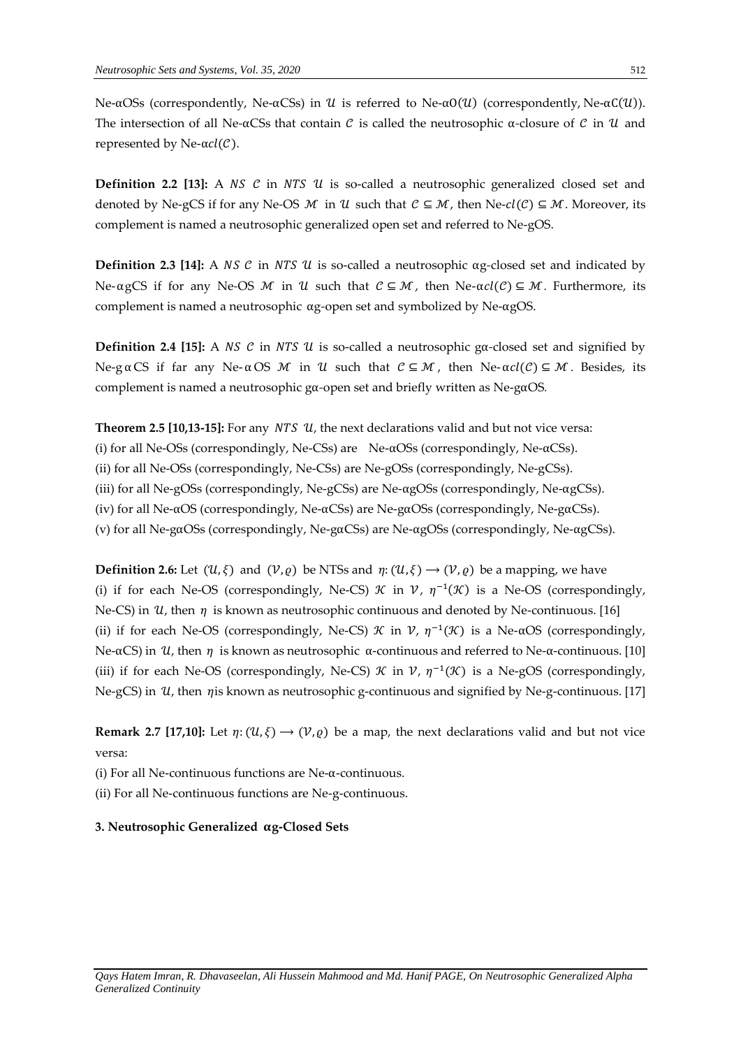Ne-αOSs (correspondently, Ne-αCSs) in $\mathcal{U}$ is referred to Ne-α$O(\mathcal{U})$ (correspondently, Ne-α$C(\mathcal{U})$). The intersection of all Ne-αCSs that contain $\mathcal{C}$ is called the neutrosophic α-closure of $\mathcal{C}$ in $\mathcal{U}$ and represented by Ne-α$cl(\mathcal{C})$.

**Definition 2.2 [13]:** A $NS$ $\mathcal{C}$ in $NTS$ $\mathcal{U}$ is so-called a neutrosophic generalized closed set and denoted by Ne-gCS if for any Ne-OS $\mathcal{M}$ in $\mathcal{U}$ such that $\mathcal{C} \subseteq \mathcal{M}$, then Ne-$cl(\mathcal{C}) \subseteq \mathcal{M}$. Moreover, its complement is named a neutrosophic generalized open set and referred to Ne-gOS.

**Definition 2.3 [14]:** A $NS$ $\mathcal{C}$ in $NTS$ $\mathcal{U}$ is so-called a neutrosophic αg-closed set and indicated by Ne-αgCS if for any Ne-OS $\mathcal{M}$ in $\mathcal{U}$ such that $\mathcal{C} \subseteq \mathcal{M}$, then Ne-α$cl(\mathcal{C}) \subseteq \mathcal{M}$. Furthermore, its complement is named a neutrosophic αg-open set and symbolized by Ne-αgOS.

**Definition 2.4 [15]:** A $NS$ $\mathcal{C}$ in $NTS$ $\mathcal{U}$ is so-called a neutrosophic gα-closed set and signified by Ne-gαCS if far any Ne-αOS $\mathcal{M}$ in $\mathcal{U}$ such that $\mathcal{C} \subseteq \mathcal{M}$, then Ne-α$cl(\mathcal{C}) \subseteq \mathcal{M}$. Besides, its complement is named a neutrosophic gα-open set and briefly written as Ne-gαOS.

**Theorem 2.5 [10,13-15]:** For any $NTS$ $\mathcal{U}$, the next declarations valid and but not vice versa:

(i) for all Ne-OSs (correspondingly, Ne-CSs) are Ne-αOSs (correspondingly, Ne-αCSs).

(ii) for all Ne-OSs (correspondingly, Ne-CSs) are Ne-gOSs (correspondingly, Ne-gCSs).

(iii) for all Ne-gOSs (correspondingly, Ne-gCSs) are Ne-αgOSs (correspondingly, Ne-αgCSs).

(iv) for all Ne-αOS (correspondingly, Ne-αCSs) are Ne-gαOSs (correspondingly, Ne-gαCSs).

(v) for all Ne-gαOSs (correspondingly, Ne-gαCSs) are Ne-αgOSs (correspondingly, Ne-αgCSs).

**Definition 2.6:** Let $(\mathcal{U}, \xi)$ and $(\mathcal{V}, \varrho)$ be NTSs and $\eta: (\mathcal{U}, \xi) \longrightarrow (\mathcal{V}, \varrho)$ be a mapping, we have

(i) if for each Ne-OS (correspondingly, Ne-CS) $\mathcal{K}$ in $\mathcal{V}$, $\eta^{-1}(\mathcal{K})$ is a Ne-OS (correspondingly, Ne-CS) in $\mathcal{U}$, then $\eta$ is known as neutrosophic continuous and denoted by Ne-continuous. [16]

(ii) if for each Ne-OS (correspondingly, Ne-CS) $\mathcal{K}$ in $\mathcal{V}$, $\eta^{-1}(\mathcal{K})$ is a Ne-αOS (correspondingly, Ne-αCS) in $\mathcal{U}$, then $\eta$ is known as neutrosophic α-continuous and referred to Ne-α-continuous. [10]

(iii) if for each Ne-OS (correspondingly, Ne-CS) $\mathcal{K}$ in $\mathcal{V}$, $\eta^{-1}(\mathcal{K})$ is a Ne-gOS (correspondingly, Ne-gCS) in $\mathcal{U}$, then $\eta$is known as neutrosophic g-continuous and signified by Ne-g-continuous. [17]

**Remark 2.7 [17,10]:** Let $\eta: (\mathcal{U}, \xi) \longrightarrow (\mathcal{V}, \varrho)$ be a map, the next declarations valid and but not vice versa:

(i) For all Ne-continuous functions are Ne-α-continuous.

(ii) For all Ne-continuous functions are Ne-g-continuous.

## 3. Neutrosophic Generalized αg-Closed Sets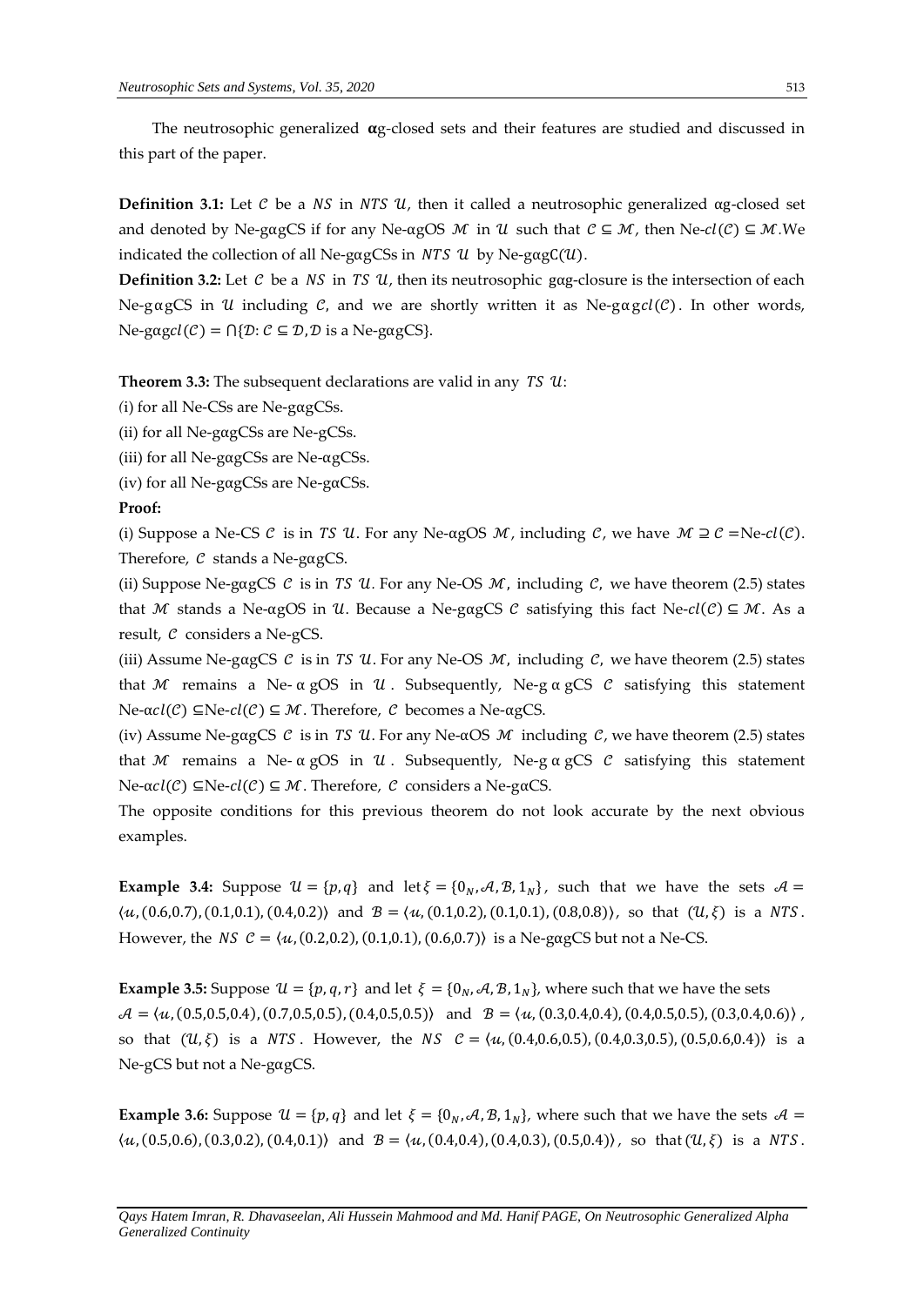The neutrosophic generalized **α**g-closed sets and their features are studied and discussed in this part of the paper.

**Definition 3.1:** Let $\mathcal{C}$ be a $NS$ in $NTS$ $\mathcal{U}$, then it called a neutrosophic generalized αg-closed set and denoted by Ne-gαgCS if for any Ne-αgOS $\mathcal{M}$ in $\mathcal{U}$ such that $\mathcal{C} \subseteq \mathcal{M}$, then Ne-$cl(\mathcal{C}) \subseteq \mathcal{M}$.We indicated the collection of all Ne-gαgCSs in $NTS$ $\mathcal{U}$ by Ne-gαgC($\mathcal{U}$).

**Definition 3.2:** Let $\mathcal{C}$ be a $NS$ in $TS$ $\mathcal{U}$, then its neutrosophic gαg-closure is the intersection of each Ne-gαgCS in $\mathcal{U}$ including $\mathcal{C}$, and we are shortly written it as Ne-gαg$cl(\mathcal{C})$. In other words, Ne-gαg$cl(\mathcal{C}) = \cap\{\mathcal{D}: \mathcal{C} \subseteq \mathcal{D}, \mathcal{D}$ is a Ne-gαgCS$\}$.

**Theorem 3.3:** The subsequent declarations are valid in any $TS$ $\mathcal{U}$:

(i) for all Ne-CSs are Ne-gαgCSs.

(ii) for all Ne-gαgCSs are Ne-gCSs.

(iii) for all Ne-gαgCSs are Ne-αgCSs.

(iv) for all Ne-gαgCSs are Ne-gαCSs.

**Proof:**

(i) Suppose a Ne-CS $\mathcal{C}$ is in $TS$ $\mathcal{U}$. For any Ne-αgOS $\mathcal{M}$, including $\mathcal{C}$, we have $\mathcal{M} \supseteq \mathcal{C} =$Ne-$cl(\mathcal{C})$. Therefore, $\mathcal{C}$ stands a Ne-gαgCS.

(ii) Suppose Ne-gαgCS $\mathcal{C}$ is in $TS$ $\mathcal{U}$. For any Ne-OS $\mathcal{M}$, including $\mathcal{C}$, we have theorem (2.5) states that $\mathcal{M}$ stands a Ne-αgOS in $\mathcal{U}$. Because a Ne-gαgCS $\mathcal{C}$ satisfying this fact Ne-$cl(\mathcal{C}) \subseteq \mathcal{M}$. As a result, $\mathcal{C}$ considers a Ne-gCS.

(iii) Assume Ne-gαgCS $\mathcal{C}$ is in $TS$ $\mathcal{U}$. For any Ne-OS $\mathcal{M}$, including $\mathcal{C}$, we have theorem (2.5) states that $\mathcal{M}$ remains a Ne-αgOS in $\mathcal{U}$. Subsequently, Ne-gαgCS $\mathcal{C}$ satisfying this statement Ne-α$cl(\mathcal{C}) \subseteq$Ne-$cl(\mathcal{C}) \subseteq \mathcal{M}$. Therefore, $\mathcal{C}$ becomes a Ne-αgCS.

(iv) Assume Ne-gαgCS $\mathcal{C}$ is in $TS$ $\mathcal{U}$. For any Ne-αOS $\mathcal{M}$ including $\mathcal{C}$, we have theorem (2.5) states that $\mathcal{M}$ remains a Ne-αgOS in $\mathcal{U}$. Subsequently, Ne-gαgCS $\mathcal{C}$ satisfying this statement Ne-α$cl(\mathcal{C}) \subseteq$Ne-$cl(\mathcal{C}) \subseteq \mathcal{M}$. Therefore, $\mathcal{C}$ considers a Ne-gαCS.

The opposite conditions for this previous theorem do not look accurate by the next obvious examples.

**Example 3.4:** Suppose $\mathcal{U} = \{p, q\}$ and let $\xi = \{0_N, \mathcal{A}, \mathcal{B}, 1_N\}$, such that we have the sets $\mathcal{A} = \langle u, (0.6,0.7), (0.1,0.1), (0.4,0.2)\rangle$ and $\mathcal{B} = \langle u, (0.1,0.2), (0.1,0.1), (0.8,0.8)\rangle$, so that $(\mathcal{U}, \xi)$ is a $NTS$. However, the $NS$ $\mathcal{C} = \langle u, (0.2,0.2), (0.1,0.1), (0.6,0.7)\rangle$ is a Ne-gαgCS but not a Ne-CS.

**Example 3.5:** Suppose $\mathcal{U} = \{p, q, r\}$ and let $\xi = \{0_N, \mathcal{A}, \mathcal{B}, 1_N\}$, where such that we have the sets $\mathcal{A} = \langle u, (0.5,0.5,0.4), (0.7,0.5,0.5), (0.4,0.5,0.5)\rangle$ and $\mathcal{B} = \langle u, (0.3,0.4,0.4), (0.4,0.5,0.5), (0.3,0.4,0.6)\rangle$, so that $(\mathcal{U}, \xi)$ is a $NTS$. However, the $NS$ $\mathcal{C} = \langle u, (0.4,0.6,0.5), (0.4,0.3,0.5), (0.5,0.6,0.4)\rangle$ is a Ne-gCS but not a Ne-gαgCS.

**Example 3.6:** Suppose $\mathcal{U} = \{p, q\}$ and let $\xi = \{0_N, \mathcal{A}, \mathcal{B}, 1_N\}$, where such that we have the sets $\mathcal{A} = \langle u, (0.5,0.6), (0.3,0.2), (0.4,0.1)\rangle$ and $\mathcal{B} = \langle u, (0.4,0.4), (0.4,0.3), (0.5,0.4)\rangle$, so that $(\mathcal{U}, \xi)$ is a $NTS$.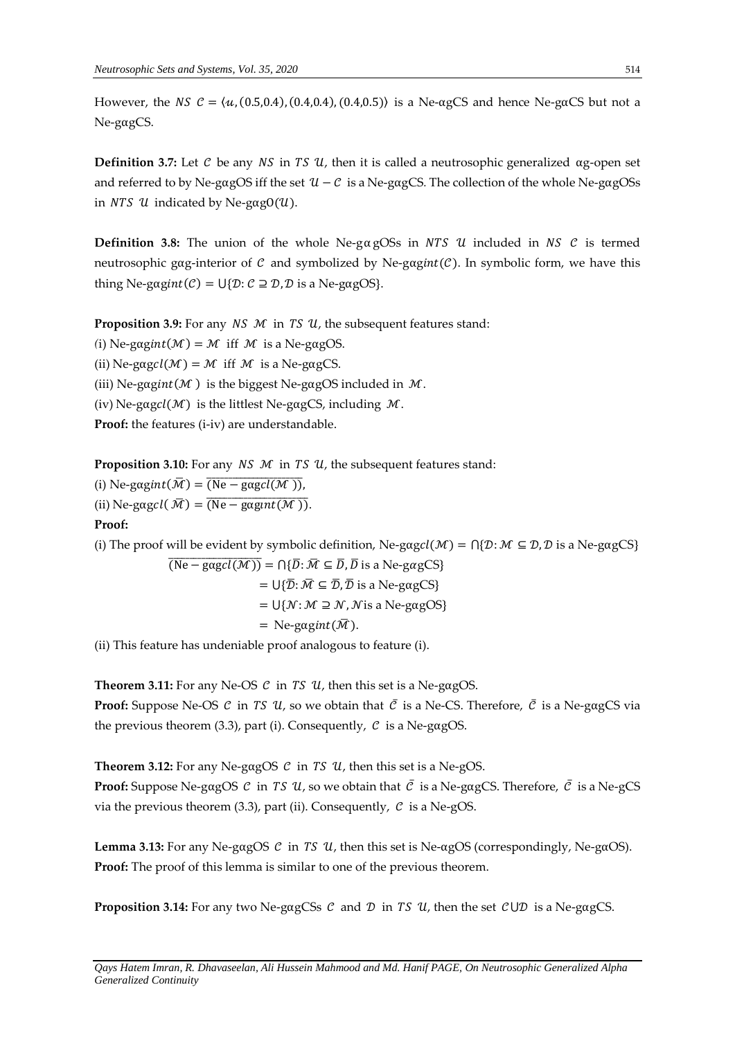However, the $NS$ $\mathcal{C} = \langle u, (0.5,0.4), (0.4,0.4), (0.4,0.5)\rangle$ is a Ne-αgCS and hence Ne-gαCS but not a Ne-gαgCS.

**Definition 3.7:** Let $\mathcal{C}$ be any $NS$ in $TS$ $\mathcal{U}$, then it is called a neutrosophic generalized αg-open set and referred to by Ne-gαgOS iff the set $\mathcal{U} - \mathcal{C}$ is a Ne-gαgCS. The collection of the whole Ne-gαgOSs in $NTS$ $\mathcal{U}$ indicated by Ne-gαg$O(\mathcal{U})$.

**Definition 3.8:** The union of the whole Ne-gαgOSs in $NTS$ $\mathcal{U}$ included in $NS$ $\mathcal{C}$ is termed neutrosophic gαg-interior of $\mathcal{C}$ and symbolized by Ne-gαg$int(\mathcal{C})$. In symbolic form, we have this thing Ne-gαg$int(\mathcal{C}) = \cup\{\mathcal{D}: \mathcal{C} \supseteq \mathcal{D}, \mathcal{D}$ is a Ne-gαgOS$\}$.

**Proposition 3.9:** For any $NS$ $\mathcal{M}$ in $TS$ $\mathcal{U}$, the subsequent features stand:

(i) Ne-gαg$int(\mathcal{M}) = \mathcal{M}$ iff $\mathcal{M}$ is a Ne-gαgOS.

(ii) Ne-gαg$cl(\mathcal{M}) = \mathcal{M}$ iff $\mathcal{M}$ is a Ne-gαgCS.

(iii) Ne-gαg$int(\mathcal{M})$ is the biggest Ne-gαgOS included in $\mathcal{M}$.

(iv) Ne-gαg$cl(\mathcal{M})$ is the littlest Ne-gαgCS, including $\mathcal{M}$.

**Proof:** the features (i-iv) are understandable.

**Proposition 3.10:** For any $NS$ $\mathcal{M}$ in $TS$ $\mathcal{U}$, the subsequent features stand:

(i) Ne-gαg$int(\bar{\mathcal{M}}) = \overline{(\text{Ne} - \text{g}\alpha\text{g}cl(\mathcal{M}))}$,

(ii) Ne-gαg$cl(\bar{\mathcal{M}}) = \overline{(\text{Ne} - \text{g}\alpha\text{g}int(\mathcal{M}))}$.

**Proof:**

(i) The proof will be evident by symbolic definition, Ne-gαg$cl(\mathcal{M}) = \cap\{\mathcal{D}: \mathcal{M} \subseteq \mathcal{D}, \mathcal{D}$ is a Ne-gαgCS$\}$

$$
\begin{aligned}
\overline{(\text{Ne} - \text{g}\alpha\text{g}cl(\mathcal{M}))} &= \cap\{\bar{\mathcal{D}}: \bar{\mathcal{M}} \subseteq \bar{\mathcal{D}}, \bar{\mathcal{D}} \text{ is a Ne-g}\alpha\text{gCS}\} \\
&= \cup\{\bar{\mathcal{D}}: \bar{\mathcal{M}} \subseteq \bar{\mathcal{D}}, \bar{\mathcal{D}} \text{ is a Ne-g}\alpha\text{gCS}\} \\
&= \cup\{\mathcal{N}: \mathcal{M} \supseteq \mathcal{N}, \mathcal{N} \text{ is a Ne-g}\alpha\text{gOS}\} \\
&= \text{Ne-g}\alpha\text{g}int(\bar{\mathcal{M}}).
\end{aligned}
$$

(ii) This feature has undeniable proof analogous to feature (i).

**Theorem 3.11:** For any Ne-OS $\mathcal{C}$ in $TS$ $\mathcal{U}$, then this set is a Ne-gαgOS.

**Proof:** Suppose Ne-OS $\mathcal{C}$ in $TS$ $\mathcal{U}$, so we obtain that $\bar{\mathcal{C}}$ is a Ne-CS. Therefore, $\bar{\mathcal{C}}$ is a Ne-gαgCS via the previous theorem (3.3), part (i). Consequently, $\mathcal{C}$ is a Ne-gαgOS.

**Theorem 3.12:** For any Ne-gαgOS $\mathcal{C}$ in $TS$ $\mathcal{U}$, then this set is a Ne-gOS.

**Proof:** Suppose Ne-gαgOS $\mathcal{C}$ in $TS$ $\mathcal{U}$, so we obtain that $\bar{\mathcal{C}}$ is a Ne-gαgCS. Therefore, $\bar{\mathcal{C}}$ is a Ne-gCS via the previous theorem (3.3), part (ii). Consequently, $\mathcal{C}$ is a Ne-gOS.

**Lemma 3.13:** For any Ne-gαgOS $\mathcal{C}$ in $TS$ $\mathcal{U}$, then this set is Ne-αgOS (correspondingly, Ne-gαOS).

**Proof:** The proof of this lemma is similar to one of the previous theorem.

**Proposition 3.14:** For any two Ne-gαgCSs $\mathcal{C}$ and $\mathcal{D}$ in $TS$ $\mathcal{U}$, then the set $\mathcal{C} \cup \mathcal{D}$ is a Ne-gαgCS.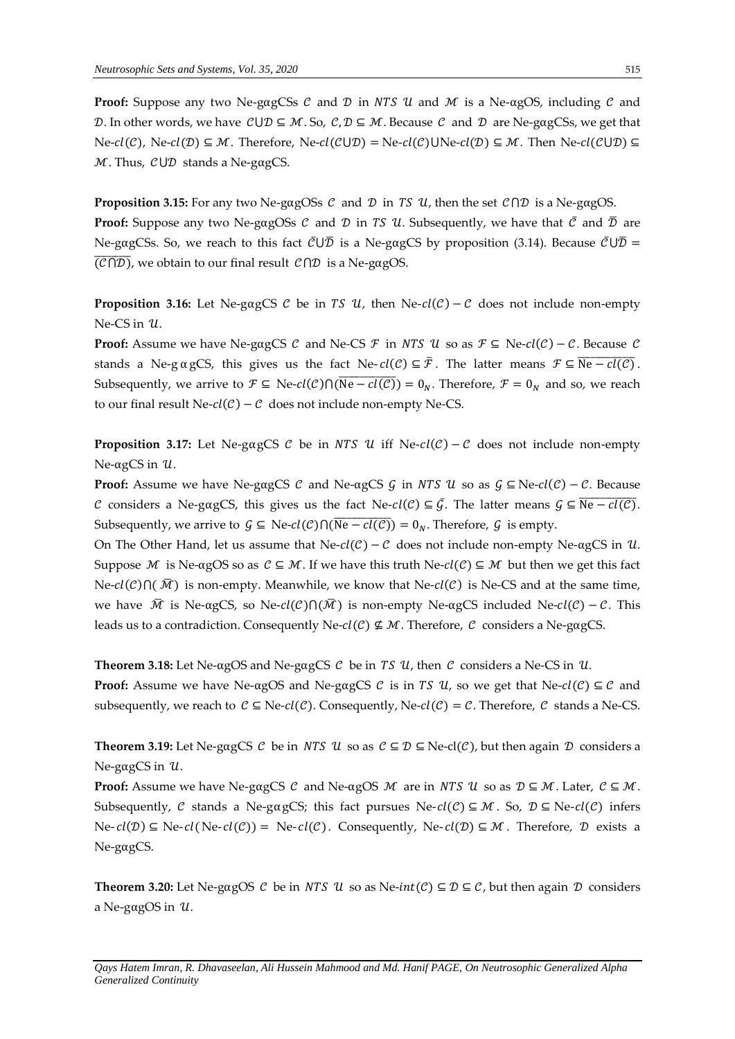**Proof:** Suppose any two Ne-gαgCSs $\mathcal{C}$ and $\mathcal{D}$ in $NTS\ \mathcal{U}$ and $\mathcal{M}$ is a Ne-αgOS, including $\mathcal{C}$ and $\mathcal{D}$. In other words, we have $\mathcal{C} \cup \mathcal{D} \subseteq \mathcal{M}$. So, $\mathcal{C}, \mathcal{D} \subseteq \mathcal{M}$. Because $\mathcal{C}$ and $\mathcal{D}$ are Ne-gαgCSs, we get that Ne-$cl(\mathcal{C})$, Ne-$cl(\mathcal{D}) \subseteq \mathcal{M}$. Therefore, Ne-$cl(\mathcal{C} \cup \mathcal{D})$ = Ne-$cl(\mathcal{C})$∪Ne-$cl(\mathcal{D}) \subseteq \mathcal{M}$. Then Ne-$cl(\mathcal{C} \cup \mathcal{D}) \subseteq \mathcal{M}$. Thus, $\mathcal{C} \cup \mathcal{D}$ stands a Ne-gαgCS.

**Proposition 3.15:** For any two Ne-gαgOSs $\mathcal{C}$ and $\mathcal{D}$ in $TS\ \mathcal{U}$, then the set $\mathcal{C} \cap \mathcal{D}$ is a Ne-gαgOS.

**Proof:** Suppose any two Ne-gαgOSs $\mathcal{C}$ and $\mathcal{D}$ in $TS\ \mathcal{U}$. Subsequently, we have that $\bar{\mathcal{C}}$ and $\bar{\mathcal{D}}$ are Ne-gαgCSs. So, we reach to this fact $\bar{\mathcal{C}} \cup \bar{\mathcal{D}}$ is a Ne-gαgCS by proposition (3.14). Because $\bar{\mathcal{C}} \cup \bar{\mathcal{D}} = \overline{(\mathcal{C} \cap \mathcal{D})}$, we obtain to our final result $\mathcal{C} \cap \mathcal{D}$ is a Ne-gαgOS.

**Proposition 3.16:** Let Ne-gαgCS $\mathcal{C}$ be in $TS\ \mathcal{U}$, then Ne-$cl(\mathcal{C}) - \mathcal{C}$ does not include non-empty Ne-CS in $\mathcal{U}$.

**Proof:** Assume we have Ne-gαgCS $\mathcal{C}$ and Ne-CS $\mathcal{F}$ in $NTS\ \mathcal{U}$ so as $\mathcal{F} \subseteq$ Ne-$cl(\mathcal{C}) - \mathcal{C}$. Because $\mathcal{C}$ stands a Ne-gαgCS, this gives us the fact Ne-$cl(\mathcal{C}) \subseteq \bar{\mathcal{F}}$. The latter means $\mathcal{F} \subseteq \overline{\text{Ne} - cl(\mathcal{C})}$. Subsequently, we arrive to $\mathcal{F} \subseteq$ Ne-$cl(\mathcal{C}) \cap (\overline{\text{Ne} - cl(\mathcal{C})}) = 0_N$. Therefore, $\mathcal{F} = 0_N$ and so, we reach to our final result Ne-$cl(\mathcal{C}) - \mathcal{C}$ does not include non-empty Ne-CS.

**Proposition 3.17:** Let Ne-gαgCS $\mathcal{C}$ be in $NTS\ \mathcal{U}$ iff Ne-$cl(\mathcal{C}) - \mathcal{C}$ does not include non-empty Ne-αgCS in $\mathcal{U}$.

**Proof:** Assume we have Ne-gαgCS $\mathcal{C}$ and Ne-αgCS $\mathcal{G}$ in $NTS\ \mathcal{U}$ so as $\mathcal{G} \subseteq$ Ne-$cl(\mathcal{C}) - \mathcal{C}$. Because $\mathcal{C}$ considers a Ne-gαgCS, this gives us the fact Ne-$cl(\mathcal{C}) \subseteq \bar{\mathcal{G}}$. The latter means $\mathcal{G} \subseteq \overline{\text{Ne} - cl(\mathcal{C})}$. Subsequently, we arrive to $\mathcal{G} \subseteq$ Ne-$cl(\mathcal{C}) \cap (\overline{\text{Ne} - cl(\mathcal{C})}) = 0_N$. Therefore, $\mathcal{G}$ is empty.

On The Other Hand, let us assume that Ne-$cl(\mathcal{C}) - \mathcal{C}$ does not include non-empty Ne-αgCS in $\mathcal{U}$. Suppose $\mathcal{M}$ is Ne-αgOS so as $\mathcal{C} \subseteq \mathcal{M}$. If we have this truth Ne-$cl(\mathcal{C}) \subseteq \mathcal{M}$ but then we get this fact Ne-$cl(\mathcal{C}) \cap (\bar{\mathcal{M}})$ is non-empty. Meanwhile, we know that Ne-$cl(\mathcal{C})$ is Ne-CS and at the same time, we have $\bar{\mathcal{M}}$ is Ne-αgCS, so Ne-$cl(\mathcal{C}) \cap (\bar{\mathcal{M}})$ is non-empty Ne-αgCS included Ne-$cl(\mathcal{C}) - \mathcal{C}$. This leads us to a contradiction. Consequently Ne-$cl(\mathcal{C}) \nsubseteq \mathcal{M}$. Therefore, $\mathcal{C}$ considers a Ne-gαgCS.

**Theorem 3.18:** Let Ne-αgOS and Ne-gαgCS $\mathcal{C}$ be in $TS\ \mathcal{U}$, then $\mathcal{C}$ considers a Ne-CS in $\mathcal{U}$.

**Proof:** Assume we have Ne-αgOS and Ne-gαgCS $\mathcal{C}$ is in $TS\ \mathcal{U}$, so we get that Ne-$cl(\mathcal{C}) \subseteq \mathcal{C}$ and subsequently, we reach to $\mathcal{C} \subseteq$ Ne-$cl(\mathcal{C})$. Consequently, Ne-$cl(\mathcal{C}) = \mathcal{C}$. Therefore, $\mathcal{C}$ stands a Ne-CS.

**Theorem 3.19:** Let Ne-gαgCS $\mathcal{C}$ be in $NTS\ \mathcal{U}$ so as $\mathcal{C} \subseteq \mathcal{D} \subseteq$ Ne-cl$(\mathcal{C})$, but then again $\mathcal{D}$ considers a Ne-gαgCS in $\mathcal{U}$.

**Proof:** Assume we have Ne-gαgCS $\mathcal{C}$ and Ne-αgOS $\mathcal{M}$ are in $NTS\ \mathcal{U}$ so as $\mathcal{D} \subseteq \mathcal{M}$. Later, $\mathcal{C} \subseteq \mathcal{M}$. Subsequently, $\mathcal{C}$ stands a Ne-gαgCS; this fact pursues Ne-$cl(\mathcal{C}) \subseteq \mathcal{M}$. So, $\mathcal{D} \subseteq$ Ne-$cl(\mathcal{C})$ infers Ne-$cl(\mathcal{D}) \subseteq$ Ne-$cl($Ne-$cl(\mathcal{C}))$ = Ne-$cl(\mathcal{C})$. Consequently, Ne-$cl(\mathcal{D}) \subseteq \mathcal{M}$. Therefore, $\mathcal{D}$ exists a Ne-gαgCS.

**Theorem 3.20:** Let Ne-gαgOS $\mathcal{C}$ be in $NTS\ \mathcal{U}$ so as Ne-$int(\mathcal{C}) \subseteq \mathcal{D} \subseteq \mathcal{C}$, but then again $\mathcal{D}$ considers a Ne-gαgOS in $\mathcal{U}$.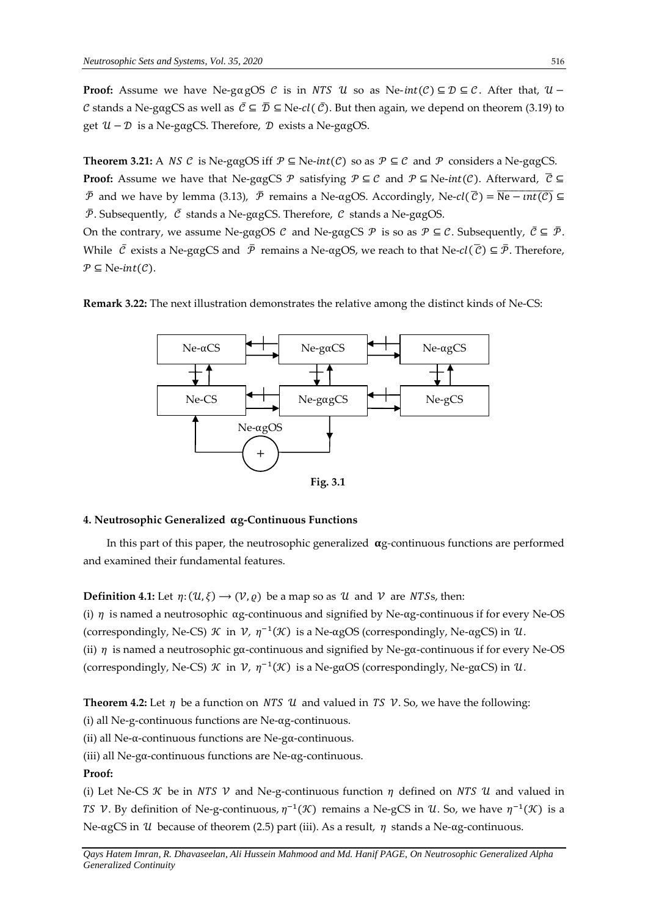**Proof:** Assume we have Ne-gαgOS $\mathcal{C}$ is in $NTS$ $\mathcal{U}$ so as Ne-$int(\mathcal{C}) \subseteq \mathcal{D} \subseteq \mathcal{C}$. After that, $\mathcal{U} - \mathcal{C}$ stands a Ne-gαgCS as well as $\bar{\mathcal{C}} \subseteq \bar{\mathcal{D}} \subseteq$ Ne-$cl(\bar{\mathcal{C}})$. But then again, we depend on theorem (3.19) to get $\mathcal{U} - \mathcal{D}$ is a Ne-gαgCS. Therefore, $\mathcal{D}$ exists a Ne-gαgOS.

**Theorem 3.21:** A $NS$ $\mathcal{C}$ is Ne-gαgOS iff $\mathcal{P} \subseteq$ Ne-$int(\mathcal{C})$ so as $\mathcal{P} \subseteq \mathcal{C}$ and $\mathcal{P}$ considers a Ne-gαgCS.

**Proof:** Assume we have that Ne-gαgCS $\mathcal{P}$ satisfying $\mathcal{P} \subseteq \mathcal{C}$ and $\mathcal{P} \subseteq$ Ne-$int(\mathcal{C})$. Afterward, $\bar{\mathcal{C}} \subseteq \bar{\mathcal{P}}$ and we have by lemma (3.13), $\bar{\mathcal{P}}$ remains a Ne-αgOS. Accordingly, Ne-$cl(\bar{\mathcal{C}}) = \overline{\text{Ne} - int(\mathcal{C})} \subseteq \bar{\mathcal{P}}$. Subsequently, $\bar{\mathcal{C}}$ stands a Ne-gαgCS. Therefore, $\mathcal{C}$ stands a Ne-gαgOS.

On the contrary, we assume Ne-gαgOS $\mathcal{C}$ and Ne-gαgCS $\mathcal{P}$ is so as $\mathcal{P} \subseteq \mathcal{C}$. Subsequently, $\bar{\mathcal{C}} \subseteq \bar{\mathcal{P}}$. While $\bar{\mathcal{C}}$ exists a Ne-gαgCS and $\bar{\mathcal{P}}$ remains a Ne-αgOS, we reach to that Ne-$cl(\bar{\mathcal{C}}) \subseteq \bar{\mathcal{P}}$. Therefore, $\mathcal{P} \subseteq$ Ne-$int(\mathcal{C})$.

**Remark 3.22:** The next illustration demonstrates the relative among the distinct kinds of Ne-CS:

Fig. 3.1

## 4. Neutrosophic Generalized αg-Continuous Functions

In this part of this paper, the neutrosophic generalized **α**g-continuous functions are performed and examined their fundamental features.

**Definition 4.1:** Let $\eta: (\mathcal{U}, \xi) \longrightarrow (\mathcal{V}, \varrho)$ be a map so as $\mathcal{U}$ and $\mathcal{V}$ are $NTS$s, then:

(i) $\eta$ is named a neutrosophic αg-continuous and signified by Ne-αg-continuous if for every Ne-OS (correspondingly, Ne-CS) $\mathcal{K}$ in $\mathcal{V}$, $\eta^{-1}(\mathcal{K})$ is a Ne-αgOS (correspondingly, Ne-αgCS) in $\mathcal{U}$.

(ii) $\eta$ is named a neutrosophic gα-continuous and signified by Ne-gα-continuous if for every Ne-OS (correspondingly, Ne-CS) $\mathcal{K}$ in $\mathcal{V}$, $\eta^{-1}(\mathcal{K})$ is a Ne-gαOS (correspondingly, Ne-gαCS) in $\mathcal{U}$.

**Theorem 4.2:** Let $\eta$ be a function on $NTS$ $\mathcal{U}$ and valued in $TS$ $\mathcal{V}$. So, we have the following:

(i) all Ne-g-continuous functions are Ne-αg-continuous.

(ii) all Ne-α-continuous functions are Ne-gα-continuous.

(iii) all Ne-gα-continuous functions are Ne-αg-continuous.

**Proof:**

(i) Let Ne-CS $\mathcal{K}$ be in $NTS$ $\mathcal{V}$ and Ne-g-continuous function $\eta$ defined on $NTS$ $\mathcal{U}$ and valued in $TS$ $\mathcal{V}$. By definition of Ne-g-continuous, $\eta^{-1}(\mathcal{K})$ remains a Ne-gCS in $\mathcal{U}$. So, we have $\eta^{-1}(\mathcal{K})$ is a Ne-αgCS in $\mathcal{U}$ because of theorem (2.5) part (iii). As a result, $\eta$ stands a Ne-αg-continuous.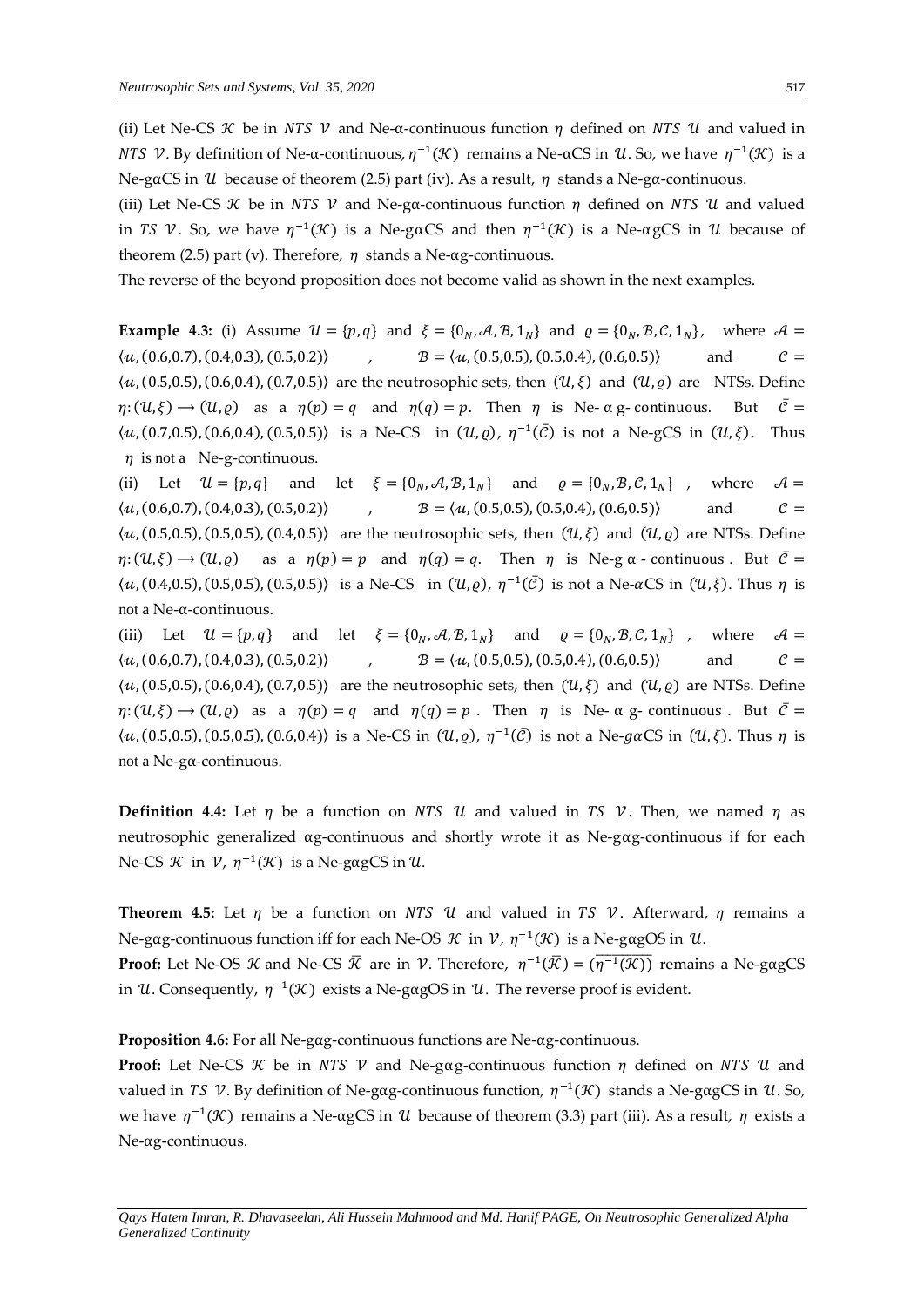(ii) Let Ne-CS $\mathcal{K}$ be in $NTS$ $\mathcal{V}$ and Ne-α-continuous function $\eta$ defined on $NTS$ $\mathcal{U}$ and valued in $NTS$ $\mathcal{V}$. By definition of Ne-α-continuous, $\eta^{-1}(\mathcal{K})$ remains a Ne-αCS in $\mathcal{U}$. So, we have $\eta^{-1}(\mathcal{K})$ is a Ne-gαCS in $\mathcal{U}$ because of theorem (2.5) part (iv). As a result, $\eta$ stands a Ne-gα-continuous.

(iii) Let Ne-CS $\mathcal{K}$ be in $NTS$ $\mathcal{V}$ and Ne-gα-continuous function $\eta$ defined on $NTS$ $\mathcal{U}$ and valued in $TS$ $\mathcal{V}$. So, we have $\eta^{-1}(\mathcal{K})$ is a Ne-gαCS and then $\eta^{-1}(\mathcal{K})$ is a Ne-αgCS in $\mathcal{U}$ because of theorem (2.5) part (v). Therefore, $\eta$ stands a Ne-αg-continuous.

The reverse of the beyond proposition does not become valid as shown in the next examples.

**Example 4.3:** (i) Assume $\mathcal{U} = \{p, q\}$ and $\xi = \{0_N, \mathcal{A}, \mathcal{B}, 1_N\}$ and $\varrho = \{0_N, \mathcal{B}, \mathcal{C}, 1_N\}$, where $\mathcal{A} = \langle u, (0.6,0.7), (0.4,0.3), (0.5,0.2)\rangle$, $\mathcal{B} = \langle u, (0.5,0.5), (0.5,0.4), (0.6,0.5)\rangle$ and $\mathcal{C} = \langle u, (0.5,0.5), (0.6,0.4), (0.7,0.5)\rangle$ are the neutrosophic sets, then $(\mathcal{U}, \xi)$ and $(\mathcal{U}, \varrho)$ are NTSs. Define $\eta: (\mathcal{U}, \xi) \longrightarrow (\mathcal{U}, \varrho)$ as a $\eta(p) = q$ and $\eta(q) = p$. Then $\eta$ is Ne- α g- continuous. But $\bar{\mathcal{C}} = \langle u, (0.7,0.5), (0.6,0.4), (0.5,0.5)\rangle$ is a Ne-CS in $(\mathcal{U}, \varrho)$, $\eta^{-1}(\bar{\mathcal{C}})$ is not a Ne-gCS in $(\mathcal{U}, \xi)$. Thus $\eta$ is not a Ne-g-continuous.

(ii) Let $\mathcal{U} = \{p, q\}$ and let $\xi = \{0_N, \mathcal{A}, \mathcal{B}, 1_N\}$ and $\varrho = \{0_N, \mathcal{B}, \mathcal{C}, 1_N\}$, where $\mathcal{A} = \langle u, (0.6,0.7), (0.4,0.3), (0.5,0.2)\rangle$, $\mathcal{B} = \langle u, (0.5,0.5), (0.5,0.4), (0.6,0.5)\rangle$ and $\mathcal{C} = \langle u, (0.5,0.5), (0.5,0.5), (0.4,0.5)\rangle$ are the neutrosophic sets, then $(\mathcal{U}, \xi)$ and $(\mathcal{U}, \varrho)$ are NTSs. Define $\eta: (\mathcal{U}, \xi) \longrightarrow (\mathcal{U}, \varrho)$ as a $\eta(p) = p$ and $\eta(q) = q$. Then $\eta$ is Ne-g α - continuous. But $\bar{\mathcal{C}} = \langle u, (0.4,0.5), (0.5,0.5), (0.5,0.5)\rangle$ is a Ne-CS in $(\mathcal{U}, \varrho)$, $\eta^{-1}(\bar{\mathcal{C}})$ is not a Ne-$\alpha$CS in $(\mathcal{U}, \xi)$. Thus $\eta$ is not a Ne-α-continuous.

(iii) Let $\mathcal{U} = \{p, q\}$ and let $\xi = \{0_N, \mathcal{A}, \mathcal{B}, 1_N\}$ and $\varrho = \{0_N, \mathcal{B}, \mathcal{C}, 1_N\}$, where $\mathcal{A} = \langle u, (0.6,0.7), (0.4,0.3), (0.5,0.2)\rangle$, $\mathcal{B} = \langle u, (0.5,0.5), (0.5,0.4), (0.6,0.5)\rangle$ and $\mathcal{C} = \langle u, (0.5,0.5), (0.6,0.4), (0.7,0.5)\rangle$ are the neutrosophic sets, then $(\mathcal{U}, \xi)$ and $(\mathcal{U}, \varrho)$ are NTSs. Define $\eta: (\mathcal{U}, \xi) \longrightarrow (\mathcal{U}, \varrho)$ as a $\eta(p) = q$ and $\eta(q) = p$. Then $\eta$ is Ne- α g- continuous. But $\bar{\mathcal{C}} = \langle u, (0.5,0.5), (0.5,0.5), (0.6,0.4)\rangle$ is a Ne-CS in $(\mathcal{U}, \varrho)$, $\eta^{-1}(\bar{\mathcal{C}})$ is not a Ne-$g\alpha$CS in $(\mathcal{U}, \xi)$. Thus $\eta$ is not a Ne-gα-continuous.

**Definition 4.4:** Let $\eta$ be a function on $NTS$ $\mathcal{U}$ and valued in $TS$ $\mathcal{V}$. Then, we named $\eta$ as neutrosophic generalized αg-continuous and shortly wrote it as Ne-gαg-continuous if for each Ne-CS $\mathcal{K}$ in $\mathcal{V}$, $\eta^{-1}(\mathcal{K})$ is a Ne-gαgCS in $\mathcal{U}$.

**Theorem 4.5:** Let $\eta$ be a function on $NTS$ $\mathcal{U}$ and valued in $TS$ $\mathcal{V}$. Afterward, $\eta$ remains a Ne-gαg-continuous function iff for each Ne-OS $\mathcal{K}$ in $\mathcal{V}$, $\eta^{-1}(\mathcal{K})$ is a Ne-gαgOS in $\mathcal{U}$.

**Proof:** Let Ne-OS $\mathcal{K}$ and Ne-CS $\bar{\mathcal{K}}$ are in $\mathcal{V}$. Therefore, $\eta^{-1}(\bar{\mathcal{K}}) = \overline{(\eta^{-1}(\mathcal{K}))}$ remains a Ne-gαgCS in $\mathcal{U}$. Consequently, $\eta^{-1}(\mathcal{K})$ exists a Ne-gαgOS in $\mathcal{U}$. The reverse proof is evident.

**Proposition 4.6:** For all Ne-gαg-continuous functions are Ne-αg-continuous.

**Proof:** Let Ne-CS $\mathcal{K}$ be in $NTS$ $\mathcal{V}$ and Ne-gαg-continuous function $\eta$ defined on $NTS$ $\mathcal{U}$ and valued in $TS$ $\mathcal{V}$. By definition of Ne-gαg-continuous function, $\eta^{-1}(\mathcal{K})$ stands a Ne-gαgCS in $\mathcal{U}$. So, we have $\eta^{-1}(\mathcal{K})$ remains a Ne-αgCS in $\mathcal{U}$ because of theorem (3.3) part (iii). As a result, $\eta$ exists a Ne-αg-continuous.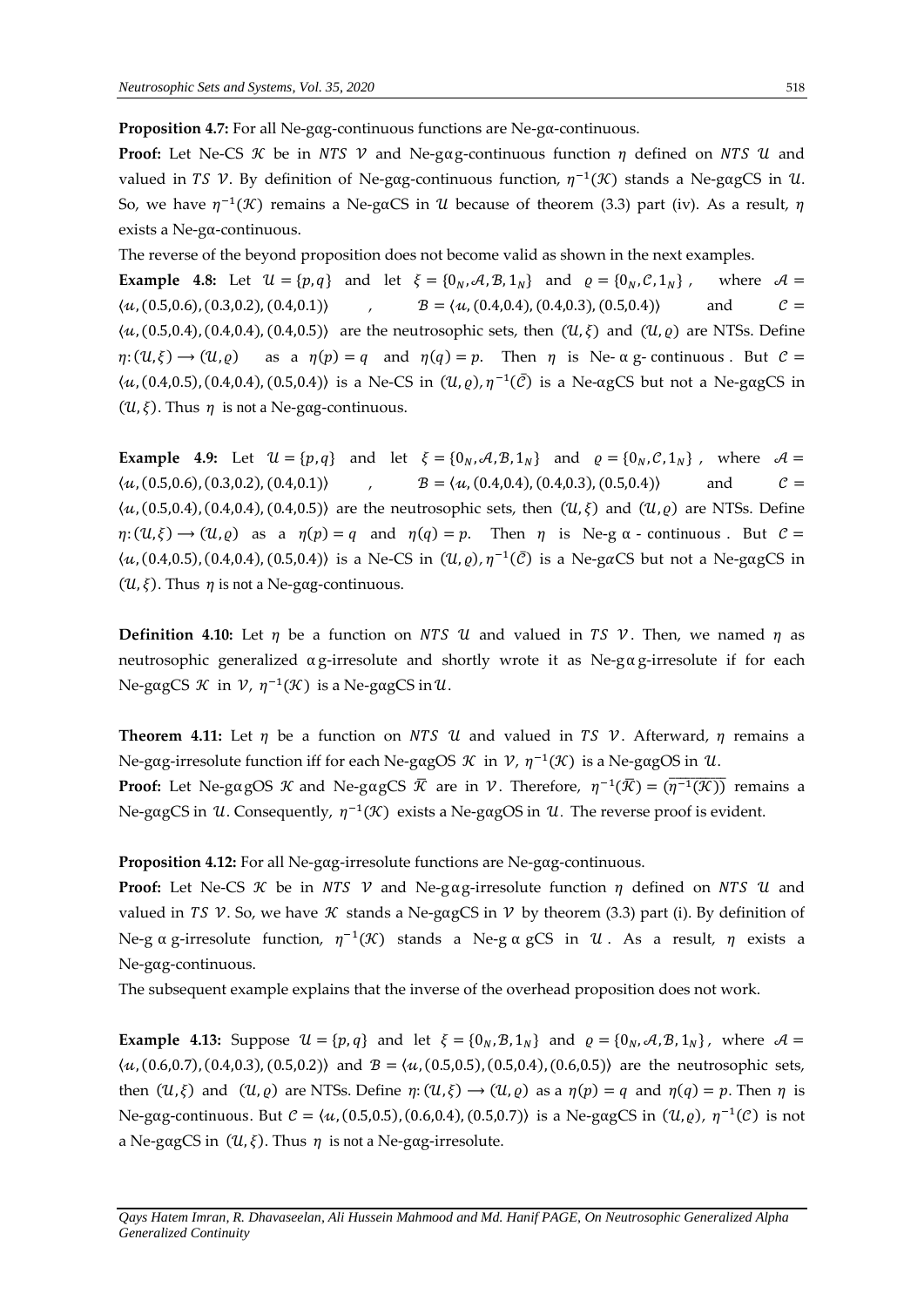**Proposition 4.7:** For all Ne-gαg-continuous functions are Ne-gα-continuous.

**Proof:** Let Ne-CS $\mathcal{K}$ be in $NTS$ $\mathcal{V}$ and Ne-gαg-continuous function $\eta$ defined on $NTS$ $\mathcal{U}$ and valued in $TS$ $\mathcal{V}$. By definition of Ne-gαg-continuous function, $\eta^{-1}(\mathcal{K})$ stands a Ne-gαgCS in $\mathcal{U}$. So, we have $\eta^{-1}(\mathcal{K})$ remains a Ne-gαCS in $\mathcal{U}$ because of theorem (3.3) part (iv). As a result, $\eta$ exists a Ne-gα-continuous.

The reverse of the beyond proposition does not become valid as shown in the next examples.

**Example 4.8:** Let $\mathcal{U} = \{p, q\}$ and let $\xi = \{0_N, \mathcal{A}, \mathcal{B}, 1_N\}$ and $\varrho = \{0_N, \mathcal{C}, 1_N\}$, where $\mathcal{A} = \langle u, (0.5,0.6), (0.3,0.2), (0.4,0.1) \rangle$, $\mathcal{B} = \langle u, (0.4,0.4), (0.4,0.3), (0.5,0.4) \rangle$ and $\mathcal{C} = \langle u, (0.5,0.4), (0.4,0.4), (0.4,0.5) \rangle$ are the neutrosophic sets, then $(\mathcal{U}, \xi)$ and $(\mathcal{U}, \varrho)$ are NTSs. Define $\eta: (\mathcal{U}, \xi) \longrightarrow (\mathcal{U}, \varrho)$ as a $\eta(p) = q$ and $\eta(q) = p$. Then $\eta$ is Ne- α g- continuous . But $\mathcal{C} = \langle u, (0.4,0.5), (0.4,0.4), (0.5,0.4) \rangle$ is a Ne-CS in $(\mathcal{U}, \varrho), \eta^{-1}(\bar{\mathcal{C}})$ is a Ne-αgCS but not a Ne-gαgCS in $(\mathcal{U}, \xi)$. Thus $\eta$ is not a Ne-gαg-continuous.

**Example 4.9:** Let $\mathcal{U} = \{p, q\}$ and let $\xi = \{0_N, \mathcal{A}, \mathcal{B}, 1_N\}$ and $\varrho = \{0_N, \mathcal{C}, 1_N\}$, where $\mathcal{A} = \langle u, (0.5,0.6), (0.3,0.2), (0.4,0.1) \rangle$, $\mathcal{B} = \langle u, (0.4,0.4), (0.4,0.3), (0.5,0.4) \rangle$ and $\mathcal{C} = \langle u, (0.5,0.4), (0.4,0.4), (0.4,0.5) \rangle$ are the neutrosophic sets, then $(\mathcal{U}, \xi)$ and $(\mathcal{U}, \varrho)$ are NTSs. Define $\eta: (\mathcal{U}, \xi) \longrightarrow (\mathcal{U}, \varrho)$ as a $\eta(p) = q$ and $\eta(q) = p$. Then $\eta$ is Ne-g α - continuous . But $\mathcal{C} = \langle u, (0.4,0.5), (0.4,0.4), (0.5,0.4) \rangle$ is a Ne-CS in $(\mathcal{U}, \varrho), \eta^{-1}(\bar{\mathcal{C}})$ is a Ne-gαCS but not a Ne-gαgCS in $(\mathcal{U}, \xi)$. Thus $\eta$ is not a Ne-gαg-continuous.

**Definition 4.10:** Let $\eta$ be a function on $NTS$ $\mathcal{U}$ and valued in $TS$ $\mathcal{V}$. Then, we named $\eta$ as neutrosophic generalized αg-irresolute and shortly wrote it as Ne-gαg-irresolute if for each Ne-gαgCS $\mathcal{K}$ in $\mathcal{V}$, $\eta^{-1}(\mathcal{K})$ is a Ne-gαgCS in $\mathcal{U}$.

**Theorem 4.11:** Let $\eta$ be a function on $NTS$ $\mathcal{U}$ and valued in $TS$ $\mathcal{V}$. Afterward, $\eta$ remains a Ne-gαg-irresolute function iff for each Ne-gαgOS $\mathcal{K}$ in $\mathcal{V}$, $\eta^{-1}(\mathcal{K})$ is a Ne-gαgOS in $\mathcal{U}$.

**Proof:** Let Ne-gαgOS $\mathcal{K}$ and Ne-gαgCS $\bar{\mathcal{K}}$ are in $\mathcal{V}$. Therefore, $\eta^{-1}(\bar{\mathcal{K}}) = \overline{(\eta^{-1}(\mathcal{K}))}$ remains a Ne-gαgCS in $\mathcal{U}$. Consequently, $\eta^{-1}(\mathcal{K})$ exists a Ne-gαgOS in $\mathcal{U}$. The reverse proof is evident.

**Proposition 4.12:** For all Ne-gαg-irresolute functions are Ne-gαg-continuous.

**Proof:** Let Ne-CS $\mathcal{K}$ be in $NTS$ $\mathcal{V}$ and Ne-gαg-irresolute function $\eta$ defined on $NTS$ $\mathcal{U}$ and valued in $TS$ $\mathcal{V}$. So, we have $\mathcal{K}$ stands a Ne-gαgCS in $\mathcal{V}$ by theorem (3.3) part (i). By definition of Ne-g α g-irresolute function, $\eta^{-1}(\mathcal{K})$ stands a Ne-g α gCS in $\mathcal{U}$. As a result, $\eta$ exists a Ne-gαg-continuous.

The subsequent example explains that the inverse of the overhead proposition does not work.

**Example 4.13:** Suppose $\mathcal{U} = \{p, q\}$ and let $\xi = \{0_N, \mathcal{B}, 1_N\}$ and $\varrho = \{0_N, \mathcal{A}, \mathcal{B}, 1_N\}$, where $\mathcal{A} = \langle u, (0.6,0.7), (0.4,0.3), (0.5,0.2) \rangle$ and $\mathcal{B} = \langle u, (0.5,0.5), (0.5,0.4), (0.6,0.5) \rangle$ are the neutrosophic sets, then $(\mathcal{U}, \xi)$ and $(\mathcal{U}, \varrho)$ are NTSs. Define $\eta: (\mathcal{U}, \xi) \longrightarrow (\mathcal{U}, \varrho)$ as a $\eta(p) = q$ and $\eta(q) = p$. Then $\eta$ is Ne-gαg-continuous. But $\mathcal{C} = \langle u, (0.5,0.5), (0.6,0.4), (0.5,0.7) \rangle$ is a Ne-gαgCS in $(\mathcal{U}, \varrho)$, $\eta^{-1}(\mathcal{C})$ is not a Ne-gαgCS in $(\mathcal{U}, \xi)$. Thus $\eta$ is not a Ne-gαg-irresolute.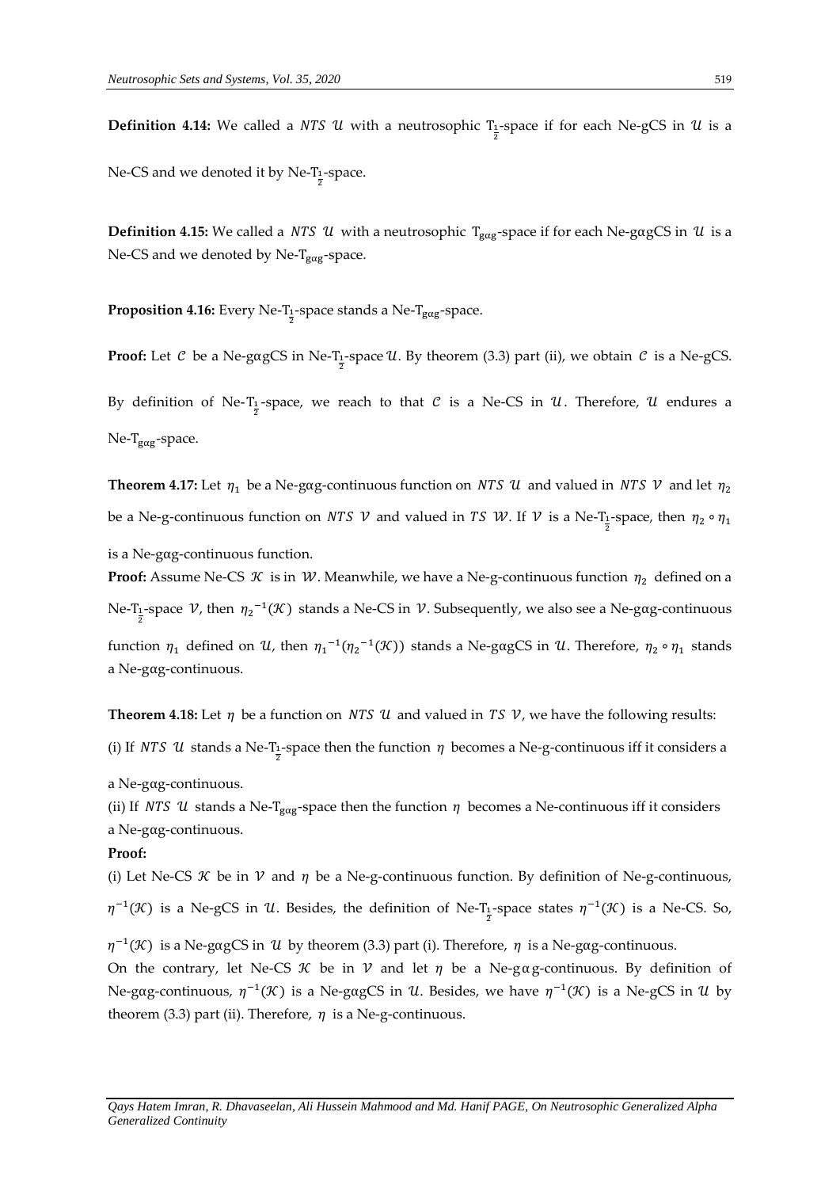**Definition 4.14:** We called a $NTS\ \mathcal{U}$ with a neutrosophic $\mathrm{T}_{\frac{1}{2}}$-space if for each Ne-gCS in $\mathcal{U}$ is a Ne-CS and we denoted it by Ne-$\mathrm{T}_{\frac{1}{2}}$-space.

**Definition 4.15:** We called a $NTS\ \mathcal{U}$ with a neutrosophic $\mathrm{T}_{g\alpha g}$-space if for each Ne-gαgCS in $\mathcal{U}$ is a Ne-CS and we denoted by Ne-$\mathrm{T}_{g\alpha g}$-space.

**Proposition 4.16:** Every Ne-$\mathrm{T}_{\frac{1}{2}}$-space stands a Ne-$\mathrm{T}_{g\alpha g}$-space.

**Proof:** Let $\mathcal{C}$ be a Ne-gαgCS in Ne-$\mathrm{T}_{\frac{1}{2}}$-space $\mathcal{U}$. By theorem (3.3) part (ii), we obtain $\mathcal{C}$ is a Ne-gCS. By definition of Ne-$\mathrm{T}_{\frac{1}{2}}$-space, we reach to that $\mathcal{C}$ is a Ne-CS in $\mathcal{U}$. Therefore, $\mathcal{U}$ endures a Ne-$\mathrm{T}_{g\alpha g}$-space.

**Theorem 4.17:** Let $\eta_1$ be a Ne-gαg-continuous function on $NTS\ \mathcal{U}$ and valued in $NTS\ \mathcal{V}$ and let $\eta_2$ be a Ne-g-continuous function on $NTS\ \mathcal{V}$ and valued in $TS\ \mathcal{W}$. If $\mathcal{V}$ is a Ne-$\mathrm{T}_{\frac{1}{2}}$-space, then $\eta_2 \circ \eta_1$ is a Ne-gαg-continuous function.

**Proof:** Assume Ne-CS $\mathcal{K}$ is in $\mathcal{W}$. Meanwhile, we have a Ne-g-continuous function $\eta_2$ defined on a Ne-$\mathrm{T}_{\frac{1}{2}}$-space $\mathcal{V}$, then ${\eta_2}^{-1}(\mathcal{K})$ stands a Ne-CS in $\mathcal{V}$. Subsequently, we also see a Ne-gαg-continuous function $\eta_1$ defined on $\mathcal{U}$, then ${\eta_1}^{-1}({\eta_2}^{-1}(\mathcal{K}))$ stands a Ne-gαgCS in $\mathcal{U}$. Therefore, $\eta_2 \circ \eta_1$ stands a Ne-gαg-continuous.

**Theorem 4.18:** Let $\eta$ be a function on $NTS\ \mathcal{U}$ and valued in $TS\ \mathcal{V}$, we have the following results:

(i) If $NTS\ \mathcal{U}$ stands a Ne-$\mathrm{T}_{\frac{1}{2}}$-space then the function $\eta$ becomes a Ne-g-continuous iff it considers a a Ne-gαg-continuous.

(ii) If $NTS\ \mathcal{U}$ stands a Ne-$\mathrm{T}_{g\alpha g}$-space then the function $\eta$ becomes a Ne-continuous iff it considers a Ne-gαg-continuous.

**Proof:**

(i) Let Ne-CS $\mathcal{K}$ be in $\mathcal{V}$ and $\eta$ be a Ne-g-continuous function. By definition of Ne-g-continuous, $\eta^{-1}(\mathcal{K})$ is a Ne-gCS in $\mathcal{U}$. Besides, the definition of Ne-$\mathrm{T}_{\frac{1}{2}}$-space states $\eta^{-1}(\mathcal{K})$ is a Ne-CS. So, $\eta^{-1}(\mathcal{K})$ is a Ne-gαgCS in $\mathcal{U}$ by theorem (3.3) part (i). Therefore, $\eta$ is a Ne-gαg-continuous.

On the contrary, let Ne-CS $\mathcal{K}$ be in $\mathcal{V}$ and let $\eta$ be a Ne-gαg-continuous. By definition of Ne-gαg-continuous, $\eta^{-1}(\mathcal{K})$ is a Ne-gαgCS in $\mathcal{U}$. Besides, we have $\eta^{-1}(\mathcal{K})$ is a Ne-gCS in $\mathcal{U}$ by theorem (3.3) part (ii). Therefore, $\eta$ is a Ne-g-continuous.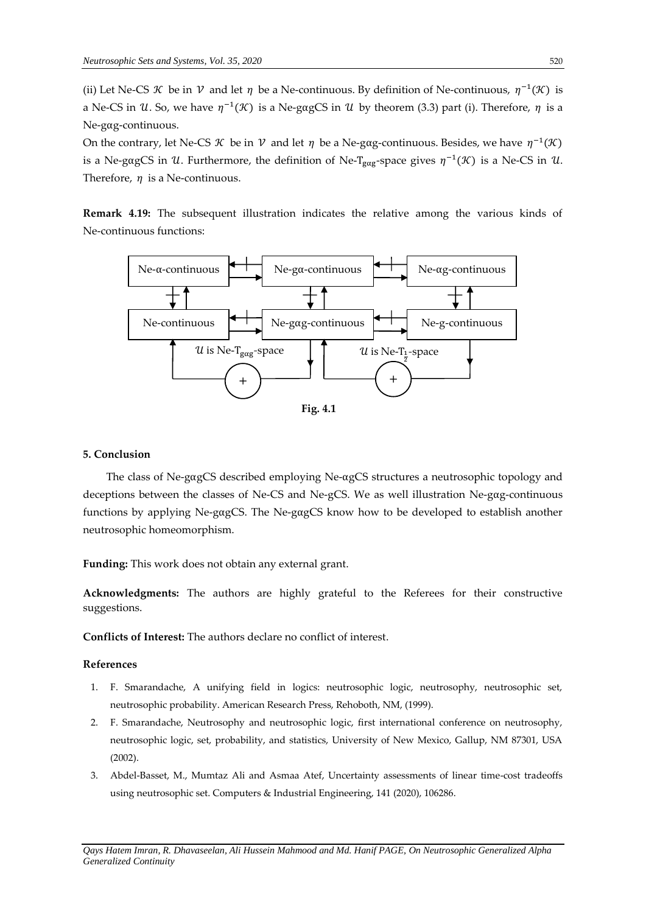(ii) Let Ne-CS $\mathcal{K}$ be in $\mathcal{V}$ and let $\eta$ be a Ne-continuous. By definition of Ne-continuous, $\eta^{-1}(\mathcal{K})$ is a Ne-CS in $\mathcal{U}$. So, we have $\eta^{-1}(\mathcal{K})$ is a Ne-gαgCS in $\mathcal{U}$ by theorem (3.3) part (i). Therefore, $\eta$ is a Ne-gαg-continuous.

On the contrary, let Ne-CS $\mathcal{K}$ be in $\mathcal{V}$ and let $\eta$ be a Ne-gαg-continuous. Besides, we have $\eta^{-1}(\mathcal{K})$ is a Ne-gαgCS in $\mathcal{U}$. Furthermore, the definition of Ne-$T_{g\alpha g}$-space gives $\eta^{-1}(\mathcal{K})$ is a Ne-CS in $\mathcal{U}$. Therefore, $\eta$ is a Ne-continuous.

**Remark 4.19:** The subsequent illustration indicates the relative among the various kinds of Ne-continuous functions:

Ne-α-continuous | Ne-gα-continuous | Ne-αg-continuous

Ne-continuous | Ne-gαg-continuous | Ne-g-continuous

$\mathcal{U}$ is Ne-$T_{g\alpha g}$-space | $\mathcal{U}$ is Ne-$T_{\frac{1}{2}}$-space

**Fig. 4.1**

## 5. Conclusion

The class of Ne-gαgCS described employing Ne-αgCS structures a neutrosophic topology and deceptions between the classes of Ne-CS and Ne-gCS. We as well illustration Ne-gαg-continuous functions by applying Ne-gαgCS. The Ne-gαgCS know how to be developed to establish another neutrosophic homeomorphism.

**Funding:** This work does not obtain any external grant.

**Acknowledgments:** The authors are highly grateful to the Referees for their constructive suggestions.

**Conflicts of Interest:** The authors declare no conflict of interest.

## References

1. F. Smarandache, A unifying field in logics: neutrosophic logic, neutrosophy, neutrosophic set, neutrosophic probability. American Research Press, Rehoboth, NM, (1999).
2. F. Smarandache, Neutrosophy and neutrosophic logic, first international conference on neutrosophy, neutrosophic logic, set, probability, and statistics, University of New Mexico, Gallup, NM 87301, USA (2002).
3. Abdel-Basset, M., Mumtaz Ali and Asmaa Atef, Uncertainty assessments of linear time-cost tradeoffs using neutrosophic set. Computers & Industrial Engineering, 141 (2020), 106286.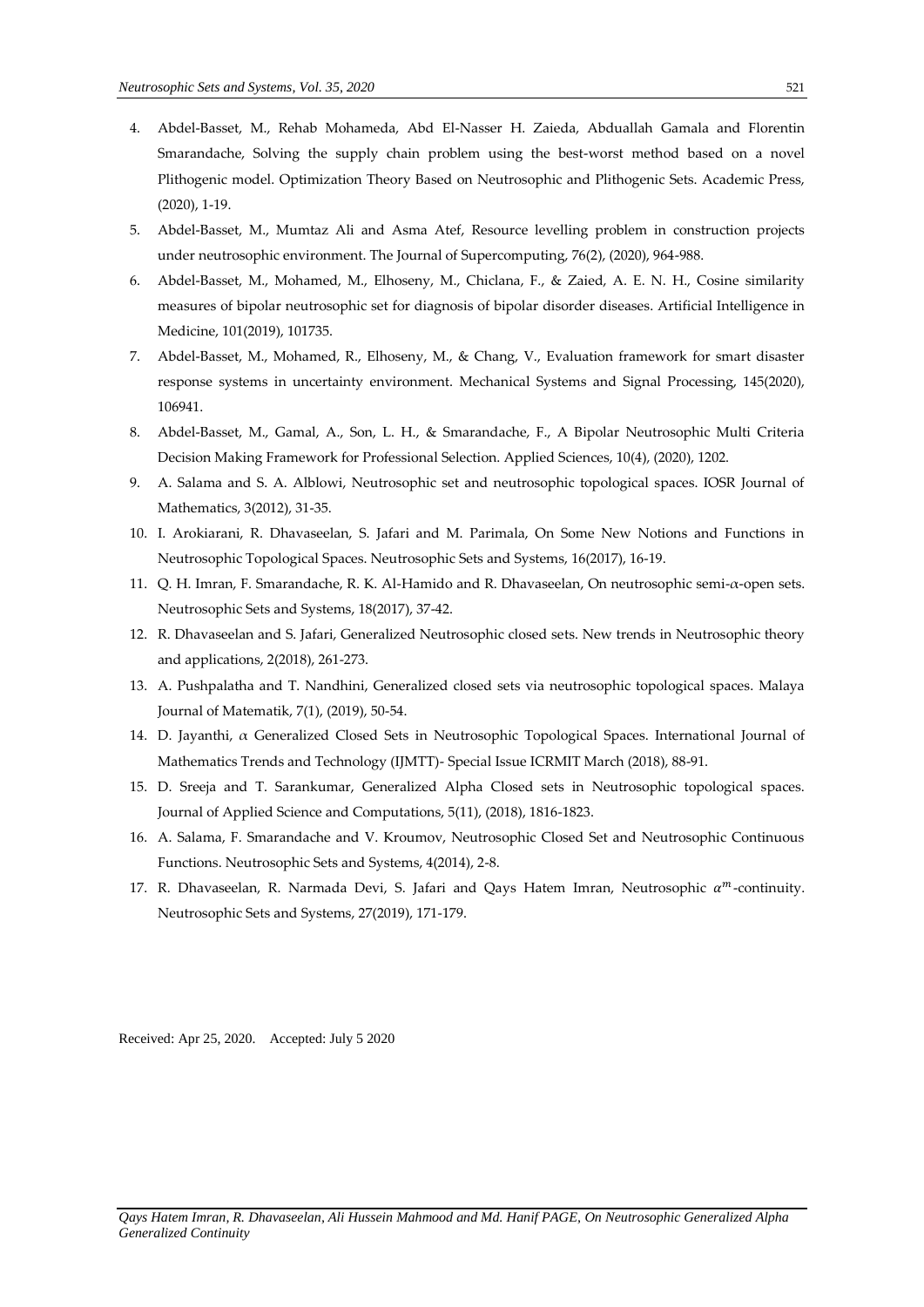4. Abdel-Basset, M., Rehab Mohameda, Abd El-Nasser H. Zaieda, Abduallah Gamala and Florentin Smarandache, Solving the supply chain problem using the best-worst method based on a novel Plithogenic model. Optimization Theory Based on Neutrosophic and Plithogenic Sets. Academic Press, (2020), 1-19.
5. Abdel-Basset, M., Mumtaz Ali and Asma Atef, Resource levelling problem in construction projects under neutrosophic environment. The Journal of Supercomputing, 76(2), (2020), 964-988.
6. Abdel-Basset, M., Mohamed, M., Elhoseny, M., Chiclana, F., & Zaied, A. E. N. H., Cosine similarity measures of bipolar neutrosophic set for diagnosis of bipolar disorder diseases. Artificial Intelligence in Medicine, 101(2019), 101735.
7. Abdel-Basset, M., Mohamed, R., Elhoseny, M., & Chang, V., Evaluation framework for smart disaster response systems in uncertainty environment. Mechanical Systems and Signal Processing, 145(2020), 106941.
8. Abdel-Basset, M., Gamal, A., Son, L. H., & Smarandache, F., A Bipolar Neutrosophic Multi Criteria Decision Making Framework for Professional Selection. Applied Sciences, 10(4), (2020), 1202.
9. A. Salama and S. A. Alblowi, Neutrosophic set and neutrosophic topological spaces. IOSR Journal of Mathematics, 3(2012), 31-35.
10. I. Arokiarani, R. Dhavaseelan, S. Jafari and M. Parimala, On Some New Notions and Functions in Neutrosophic Topological Spaces. Neutrosophic Sets and Systems, 16(2017), 16-19.
11. Q. H. Imran, F. Smarandache, R. K. Al-Hamido and R. Dhavaseelan, On neutrosophic semi-$\alpha$-open sets. Neutrosophic Sets and Systems, 18(2017), 37-42.
12. R. Dhavaseelan and S. Jafari, Generalized Neutrosophic closed sets. New trends in Neutrosophic theory and applications, 2(2018), 261-273.
13. A. Pushpalatha and T. Nandhini, Generalized closed sets via neutrosophic topological spaces. Malaya Journal of Matematik, 7(1), (2019), 50-54.
14. D. Jayanthi, $\alpha$ Generalized Closed Sets in Neutrosophic Topological Spaces. International Journal of Mathematics Trends and Technology (IJMTT)- Special Issue ICRMIT March (2018), 88-91.
15. D. Sreeja and T. Sarankumar, Generalized Alpha Closed sets in Neutrosophic topological spaces. Journal of Applied Science and Computations, 5(11), (2018), 1816-1823.
16. A. Salama, F. Smarandache and V. Kroumov, Neutrosophic Closed Set and Neutrosophic Continuous Functions. Neutrosophic Sets and Systems, 4(2014), 2-8.
17. R. Dhavaseelan, R. Narmada Devi, S. Jafari and Qays Hatem Imran, Neutrosophic $\alpha^m$-continuity. Neutrosophic Sets and Systems, 27(2019), 171-179.

Received: Apr 25, 2020. Accepted: July 5 2020